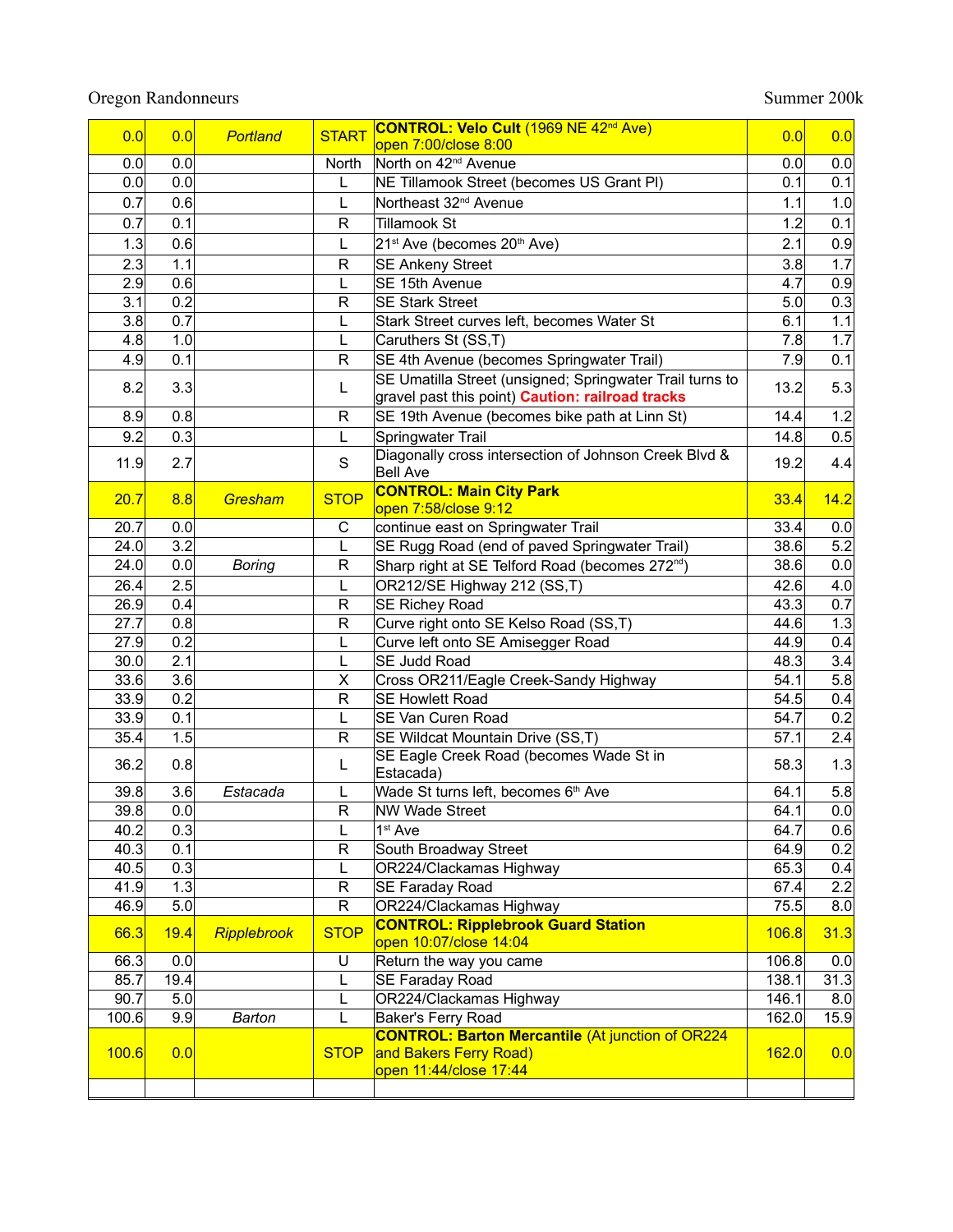Oregon Randonneurs

Summer 200k

| | | | | | | |
|---|---|---|---|---|---|---|
| 0.0 | 0.0 | *Portland* | START | **CONTROL: Velo Cult** (1969 NE 42nd Ave) open 7:00/close 8:00 | 0.0 | 0.0 |
| 0.0 | 0.0 | | North | North on 42nd Avenue | 0.0 | 0.0 |
| 0.0 | 0.0 | | L | NE Tillamook Street (becomes US Grant Pl) | 0.1 | 0.1 |
| 0.7 | 0.6 | | L | Northeast 32nd Avenue | 1.1 | 1.0 |
| 0.7 | 0.1 | | R | Tillamook St | 1.2 | 0.1 |
| 1.3 | 0.6 | | L | 21st Ave (becomes 20th Ave) | 2.1 | 0.9 |
| 2.3 | 1.1 | | R | SE Ankeny Street | 3.8 | 1.7 |
| 2.9 | 0.6 | | L | SE 15th Avenue | 4.7 | 0.9 |
| 3.1 | 0.2 | | R | SE Stark Street | 5.0 | 0.3 |
| 3.8 | 0.7 | | L | Stark Street curves left, becomes Water St | 6.1 | 1.1 |
| 4.8 | 1.0 | | L | Caruthers St (SS,T) | 7.8 | 1.7 |
| 4.9 | 0.1 | | R | SE 4th Avenue (becomes Springwater Trail) | 7.9 | 0.1 |
| 8.2 | 3.3 | | L | SE Umatilla Street (unsigned; Springwater Trail turns to gravel past this point) **Caution: railroad tracks** | 13.2 | 5.3 |
| 8.9 | 0.8 | | R | SE 19th Avenue (becomes bike path at Linn St) | 14.4 | 1.2 |
| 9.2 | 0.3 | | L | Springwater Trail | 14.8 | 0.5 |
| 11.9 | 2.7 | | S | Diagonally cross intersection of Johnson Creek Blvd & Bell Ave | 19.2 | 4.4 |
| 20.7 | 8.8 | *Gresham* | STOP | **CONTROL: Main City Park** open 7:58/close 9:12 | 33.4 | 14.2 |
| 20.7 | 0.0 | | C | continue east on Springwater Trail | 33.4 | 0.0 |
| 24.0 | 3.2 | | L | SE Rugg Road (end of paved Springwater Trail) | 38.6 | 5.2 |
| 24.0 | 0.0 | *Boring* | R | Sharp right at SE Telford Road (becomes 272nd) | 38.6 | 0.0 |
| 26.4 | 2.5 | | L | OR212/SE Highway 212 (SS,T) | 42.6 | 4.0 |
| 26.9 | 0.4 | | R | SE Richey Road | 43.3 | 0.7 |
| 27.7 | 0.8 | | R | Curve right onto SE Kelso Road (SS,T) | 44.6 | 1.3 |
| 27.9 | 0.2 | | L | Curve left onto SE Amisegger Road | 44.9 | 0.4 |
| 30.0 | 2.1 | | L | SE Judd Road | 48.3 | 3.4 |
| 33.6 | 3.6 | | X | Cross OR211/Eagle Creek-Sandy Highway | 54.1 | 5.8 |
| 33.9 | 0.2 | | R | SE Howlett Road | 54.5 | 0.4 |
| 33.9 | 0.1 | | L | SE Van Curen Road | 54.7 | 0.2 |
| 35.4 | 1.5 | | R | SE Wildcat Mountain Drive (SS,T) | 57.1 | 2.4 |
| 36.2 | 0.8 | | L | SE Eagle Creek Road (becomes Wade St in Estacada) | 58.3 | 1.3 |
| 39.8 | 3.6 | *Estacada* | L | Wade St turns left, becomes 6th Ave | 64.1 | 5.8 |
| 39.8 | 0.0 | | R | NW Wade Street | 64.1 | 0.0 |
| 40.2 | 0.3 | | L | 1st Ave | 64.7 | 0.6 |
| 40.3 | 0.1 | | R | South Broadway Street | 64.9 | 0.2 |
| 40.5 | 0.3 | | L | OR224/Clackamas Highway | 65.3 | 0.4 |
| 41.9 | 1.3 | | R | SE Faraday Road | 67.4 | 2.2 |
| 46.9 | 5.0 | | R | OR224/Clackamas Highway | 75.5 | 8.0 |
| 66.3 | 19.4 | *Ripplebrook* | STOP | **CONTROL: Ripplebrook Guard Station** open 10:07/close 14:04 | 106.8 | 31.3 |
| 66.3 | 0.0 | | U | Return the way you came | 106.8 | 0.0 |
| 85.7 | 19.4 | | L | SE Faraday Road | 138.1 | 31.3 |
| 90.7 | 5.0 | | L | OR224/Clackamas Highway | 146.1 | 8.0 |
| 100.6 | 9.9 | *Barton* | L | Baker's Ferry Road | 162.0 | 15.9 |
| 100.6 | 0.0 | | STOP | **CONTROL: Barton Mercantile** (At junction of OR224 and Bakers Ferry Road) open 11:44/close 17:44 | 162.0 | 0.0 |
| | | | | | | |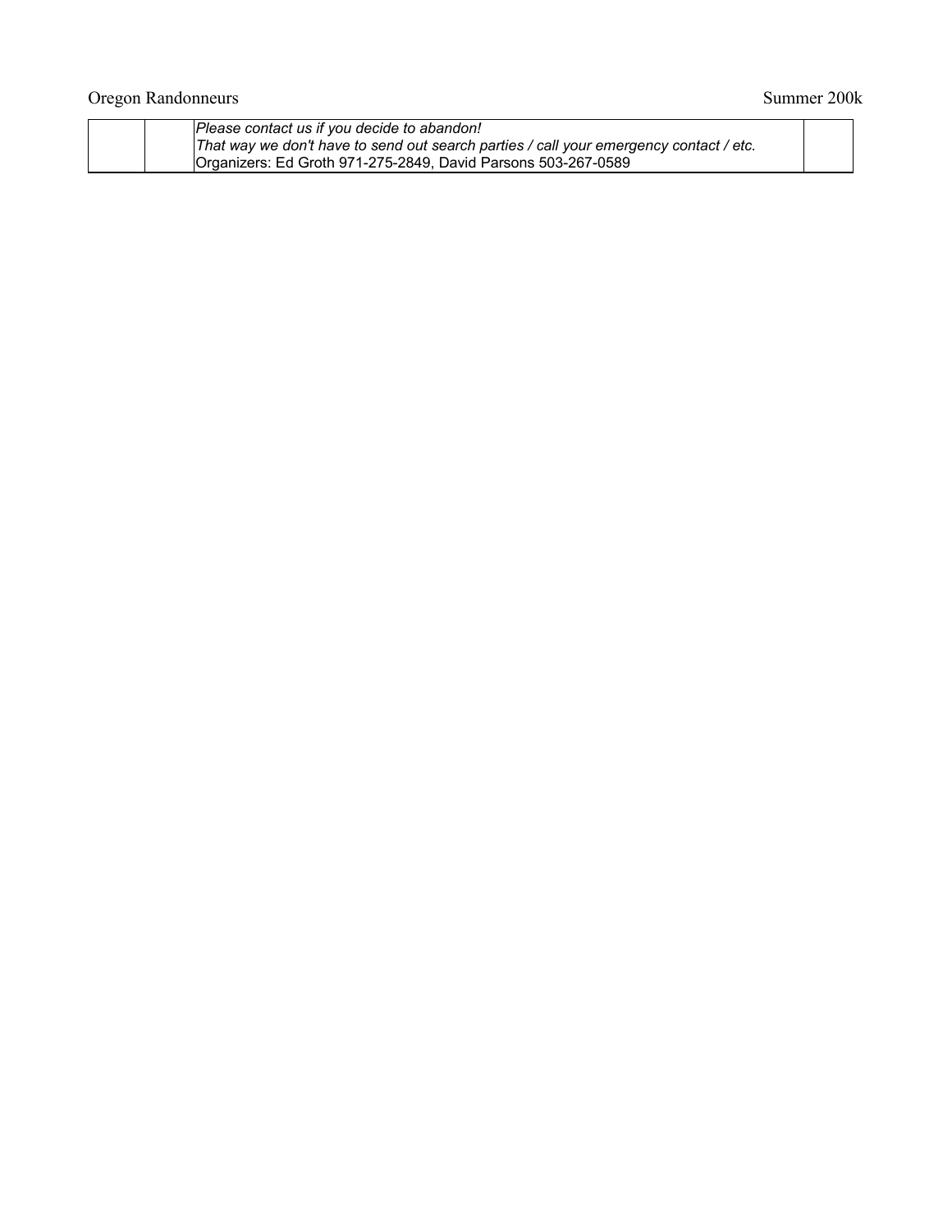| | | | |
|---|---|---|---|
| | | *Please contact us if you decide to abandon!*<br>*That way we don't have to send out search parties / call your emergency contact / etc.*<br>Organizers: Ed Groth 971-275-2849, David Parsons 503-267-0589 | |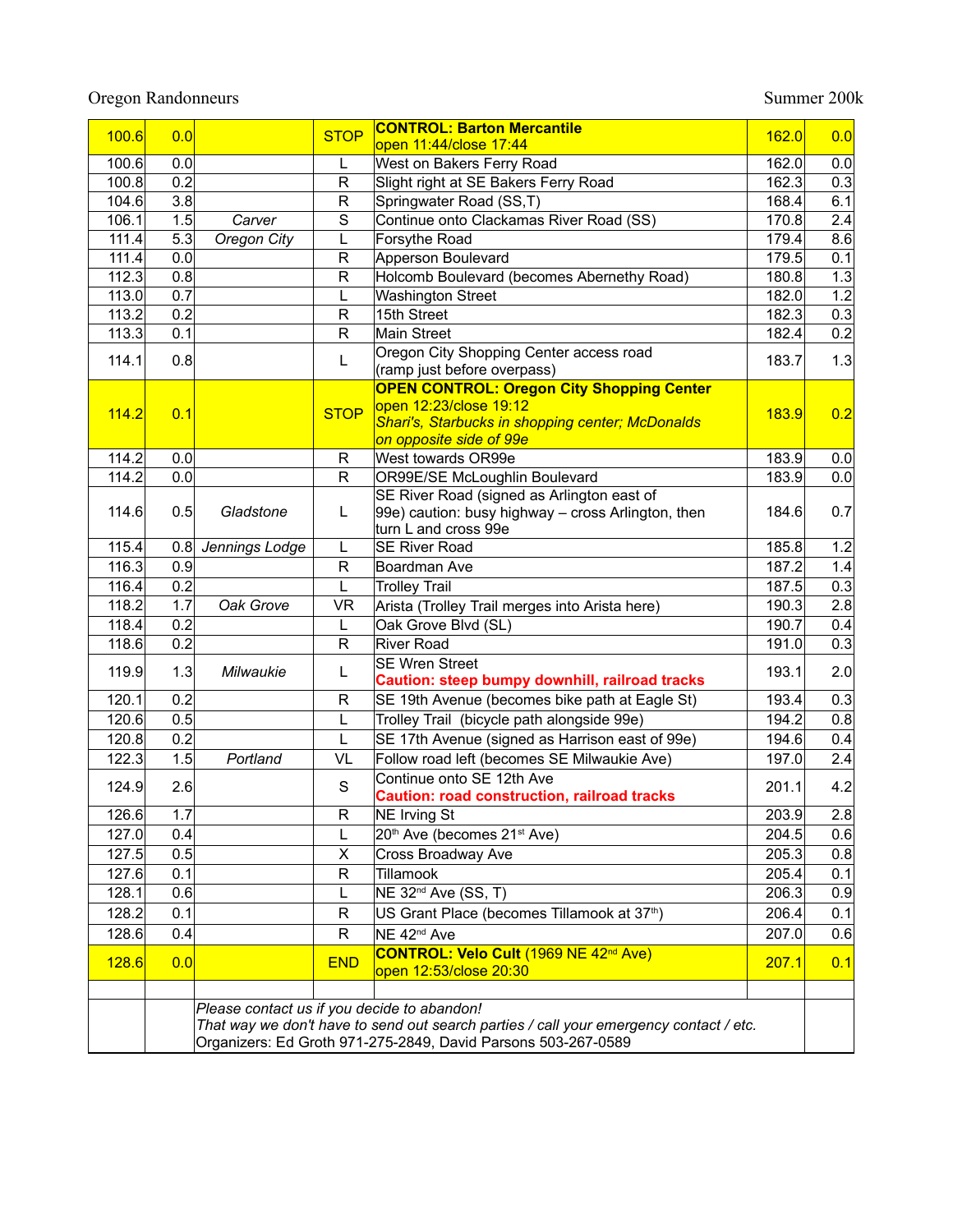| | | | | | | |
|---|---|---|---|---|---|---|
| 100.6 | 0.0 | | STOP | **CONTROL: Barton Mercantile** open 11:44/close 17:44 | 162.0 | 0.0 |
| 100.6 | 0.0 | | L | West on Bakers Ferry Road | 162.0 | 0.0 |
| 100.8 | 0.2 | | R | Slight right at SE Bakers Ferry Road | 162.3 | 0.3 |
| 104.6 | 3.8 | | R | Springwater Road (SS,T) | 168.4 | 6.1 |
| 106.1 | 1.5 | *Carver* | S | Continue onto Clackamas River Road (SS) | 170.8 | 2.4 |
| 111.4 | 5.3 | *Oregon City* | L | Forsythe Road | 179.4 | 8.6 |
| 111.4 | 0.0 | | R | Apperson Boulevard | 179.5 | 0.1 |
| 112.3 | 0.8 | | R | Holcomb Boulevard (becomes Abernethy Road) | 180.8 | 1.3 |
| 113.0 | 0.7 | | L | Washington Street | 182.0 | 1.2 |
| 113.2 | 0.2 | | R | 15th Street | 182.3 | 0.3 |
| 113.3 | 0.1 | | R | Main Street | 182.4 | 0.2 |
| 114.1 | 0.8 | | L | Oregon City Shopping Center access road (ramp just before overpass) | 183.7 | 1.3 |
| 114.2 | 0.1 | | STOP | **OPEN CONTROL: Oregon City Shopping Center** open 12:23/close 19:12 *Shari's, Starbucks in shopping center; McDonalds on opposite side of 99e* | 183.9 | 0.2 |
| 114.2 | 0.0 | | R | West towards OR99e | 183.9 | 0.0 |
| 114.2 | 0.0 | | R | OR99E/SE McLoughlin Boulevard | 183.9 | 0.0 |
| 114.6 | 0.5 | *Gladstone* | L | SE River Road (signed as Arlington east of 99e) caution: busy highway – cross Arlington, then turn L and cross 99e | 184.6 | 0.7 |
| 115.4 | 0.8 | *Jennings Lodge* | L | SE River Road | 185.8 | 1.2 |
| 116.3 | 0.9 | | R | Boardman Ave | 187.2 | 1.4 |
| 116.4 | 0.2 | | L | Trolley Trail | 187.5 | 0.3 |
| 118.2 | 1.7 | *Oak Grove* | VR | Arista (Trolley Trail merges into Arista here) | 190.3 | 2.8 |
| 118.4 | 0.2 | | L | Oak Grove Blvd (SL) | 190.7 | 0.4 |
| 118.6 | 0.2 | | R | River Road | 191.0 | 0.3 |
| 119.9 | 1.3 | *Milwaukie* | L | SE Wren Street **Caution: steep bumpy downhill, railroad tracks** | 193.1 | 2.0 |
| 120.1 | 0.2 | | R | SE 19th Avenue (becomes bike path at Eagle St) | 193.4 | 0.3 |
| 120.6 | 0.5 | | L | Trolley Trail (bicycle path alongside 99e) | 194.2 | 0.8 |
| 120.8 | 0.2 | | L | SE 17th Avenue (signed as Harrison east of 99e) | 194.6 | 0.4 |
| 122.3 | 1.5 | *Portland* | VL | Follow road left (becomes SE Milwaukie Ave) | 197.0 | 2.4 |
| 124.9 | 2.6 | | S | Continue onto SE 12th Ave **Caution: road construction, railroad tracks** | 201.1 | 4.2 |
| 126.6 | 1.7 | | R | NE Irving St | 203.9 | 2.8 |
| 127.0 | 0.4 | | L | 20th Ave (becomes 21st Ave) | 204.5 | 0.6 |
| 127.5 | 0.5 | | X | Cross Broadway Ave | 205.3 | 0.8 |
| 127.6 | 0.1 | | R | Tillamook | 205.4 | 0.1 |
| 128.1 | 0.6 | | L | NE 32nd Ave (SS, T) | 206.3 | 0.9 |
| 128.2 | 0.1 | | R | US Grant Place (becomes Tillamook at 37th) | 206.4 | 0.1 |
| 128.6 | 0.4 | | R | NE 42nd Ave | 207.0 | 0.6 |
| 128.6 | 0.0 | | END | **CONTROL: Velo Cult** (1969 NE 42nd Ave) open 12:53/close 20:30 | 207.1 | 0.1 |
| | | | | | | |
| | | *Please contact us if you decide to abandon!* *That way we don't have to send out search parties / call your emergency contact / etc.* Organizers: Ed Groth 971-275-2849, David Parsons 503-267-0589 | | | | |